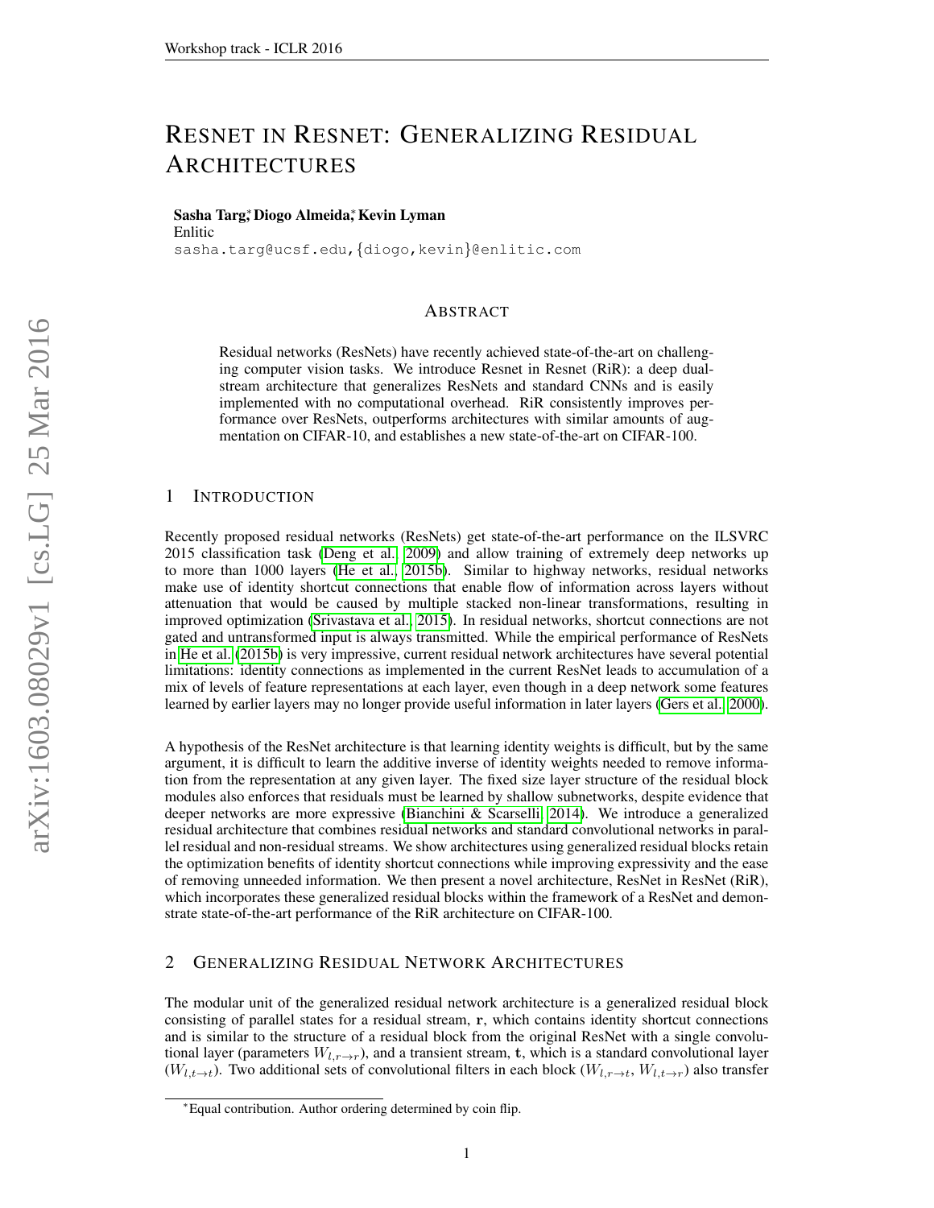# RESNET IN RESNET: GENERALIZING RESIDUAL ARCHITECTURES

**Sasha Targ**[*], **Diogo Almeida**[*], **Kevin Lyman**
Enlitic
sasha.targ@ucsf.edu, {diogo,kevin}@enlitic.com

## ABSTRACT

Residual networks (ResNets) have recently achieved state-of-the-art on challenging computer vision tasks. We introduce Resnet in Resnet (RiR): a deep dual-stream architecture that generalizes ResNets and standard CNNs and is easily implemented with no computational overhead. RiR consistently improves performance over ResNets, outperforms architectures with similar amounts of augmentation on CIFAR-10, and establishes a new state-of-the-art on CIFAR-100.

## 1 INTRODUCTION

Recently proposed residual networks (ResNets) get state-of-the-art performance on the ILSVRC 2015 classification task (Deng et al., 2009) and allow training of extremely deep networks up to more than 1000 layers (He et al., 2015b). Similar to highway networks, residual networks make use of identity shortcut connections that enable flow of information across layers without attenuation that would be caused by multiple stacked non-linear transformations, resulting in improved optimization (Srivastava et al., 2015). In residual networks, shortcut connections are not gated and untransformed input is always transmitted. While the empirical performance of ResNets in He et al. (2015b) is very impressive, current residual network architectures have several potential limitations: identity connections as implemented in the current ResNet leads to accumulation of a mix of levels of feature representations at each layer, even though in a deep network some features learned by earlier layers may no longer provide useful information in later layers (Gers et al., 2000).

A hypothesis of the ResNet architecture is that learning identity weights is difficult, but by the same argument, it is difficult to learn the additive inverse of identity weights needed to remove information from the representation at any given layer. The fixed size layer structure of the residual block modules also enforces that residuals must be learned by shallow subnetworks, despite evidence that deeper networks are more expressive (Bianchini & Scarselli, 2014). We introduce a generalized residual architecture that combines residual networks and standard convolutional networks in parallel residual and non-residual streams. We show architectures using generalized residual blocks retain the optimization benefits of identity shortcut connections while improving expressivity and the ease of removing unneeded information. We then present a novel architecture, ResNet in ResNet (RiR), which incorporates these generalized residual blocks within the framework of a ResNet and demonstrate state-of-the-art performance of the RiR architecture on CIFAR-100.

## 2 GENERALIZING RESIDUAL NETWORK ARCHITECTURES

The modular unit of the generalized residual network architecture is a generalized residual block consisting of parallel states for a residual stream, $\mathbf{r}$, which contains identity shortcut connections and is similar to the structure of a residual block from the original ResNet with a single convolutional layer (parameters $W_{l,r \to r}$), and a transient stream, $\mathbf{t}$, which is a standard convolutional layer ($W_{l,t \to t}$). Two additional sets of convolutional filters in each block ($W_{l,r \to t}$, $W_{l,t \to r}$) also transfer

[*]Equal contribution. Author ordering determined by coin flip.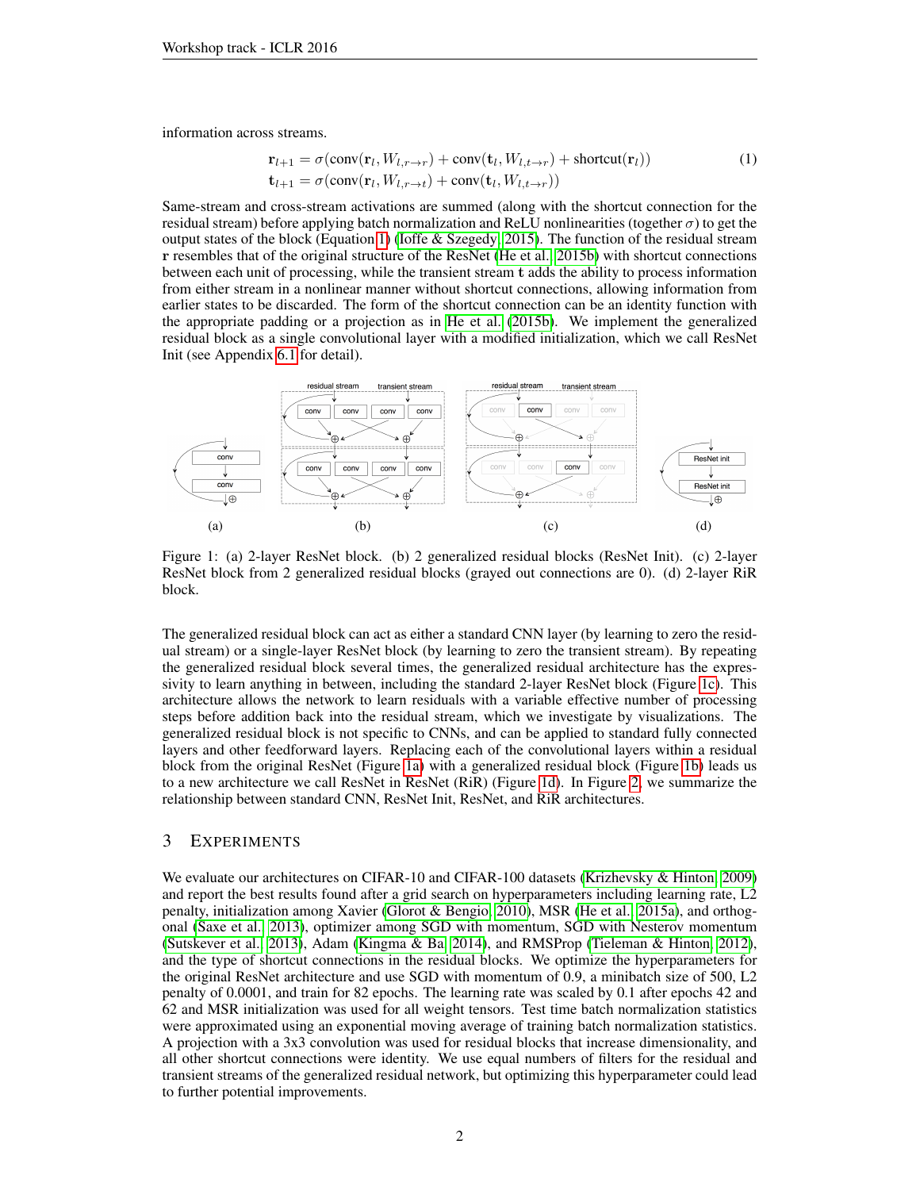information across streams.

$$
\begin{aligned}
\mathbf{r}_{l+1} &= \sigma(\text{conv}(\mathbf{r}_l, W_{l,r\to r}) + \text{conv}(\mathbf{t}_l, W_{l,t\to r}) + \text{shortcut}(\mathbf{r}_l)) \\
\mathbf{t}_{l+1} &= \sigma(\text{conv}(\mathbf{r}_l, W_{l,r\to t}) + \text{conv}(\mathbf{t}_l, W_{l,t\to r}))
\end{aligned} \tag{1}
$$

Same-stream and cross-stream activations are summed (along with the shortcut connection for the residual stream) before applying batch normalization and ReLU nonlinearities (together $\sigma$) to get the output states of the block (Equation 1) (Ioffe & Szegedy, 2015). The function of the residual stream $\mathbf{r}$ resembles that of the original structure of the ResNet (He et al., 2015b) with shortcut connections between each unit of processing, while the transient stream $\mathbf{t}$ adds the ability to process information from either stream in a nonlinear manner without shortcut connections, allowing information from earlier states to be discarded. The form of the shortcut connection can be an identity function with the appropriate padding or a projection as in He et al. (2015b). We implement the generalized residual block as a single convolutional layer with a modified initialization, which we call ResNet Init (see Appendix 6.1 for detail).

Figure 1: (a) 2-layer ResNet block. (b) 2 generalized residual blocks (ResNet Init). (c) 2-layer ResNet block from 2 generalized residual blocks (grayed out connections are 0). (d) 2-layer RiR block.

The generalized residual block can act as either a standard CNN layer (by learning to zero the residual stream) or a single-layer ResNet block (by learning to zero the transient stream). By repeating the generalized residual block several times, the generalized residual architecture has the expressivity to learn anything in between, including the standard 2-layer ResNet block (Figure 1c). This architecture allows the network to learn residuals with a variable effective number of processing steps before addition back into the residual stream, which we investigate by visualizations. The generalized residual block is not specific to CNNs, and can be applied to standard fully connected layers and other feedforward layers. Replacing each of the convolutional layers within a residual block from the original ResNet (Figure 1a) with a generalized residual block (Figure 1b) leads us to a new architecture we call ResNet in ResNet (RiR) (Figure 1d). In Figure 2, we summarize the relationship between standard CNN, ResNet Init, ResNet, and RiR architectures.

## 3 Experiments

We evaluate our architectures on CIFAR-10 and CIFAR-100 datasets (Krizhevsky & Hinton, 2009) and report the best results found after a grid search on hyperparameters including learning rate, L2 penalty, initialization among Xavier (Glorot & Bengio, 2010), MSR (He et al., 2015a), and orthogonal (Saxe et al., 2013), optimizer among SGD with momentum, SGD with Nesterov momentum (Sutskever et al., 2013), Adam (Kingma & Ba, 2014), and RMSProp (Tieleman & Hinton, 2012), and the type of shortcut connections in the residual blocks. We optimize the hyperparameters for the original ResNet architecture and use SGD with momentum of 0.9, a minibatch size of 500, L2 penalty of 0.0001, and train for 82 epochs. The learning rate was scaled by 0.1 after epochs 42 and 62 and MSR initialization was used for all weight tensors. Test time batch normalization statistics were approximated using an exponential moving average of training batch normalization statistics. A projection with a 3x3 convolution was used for residual blocks that increase dimensionality, and all other shortcut connections were identity. We use equal numbers of filters for the residual and transient streams of the generalized residual network, but optimizing this hyperparameter could lead to further potential improvements.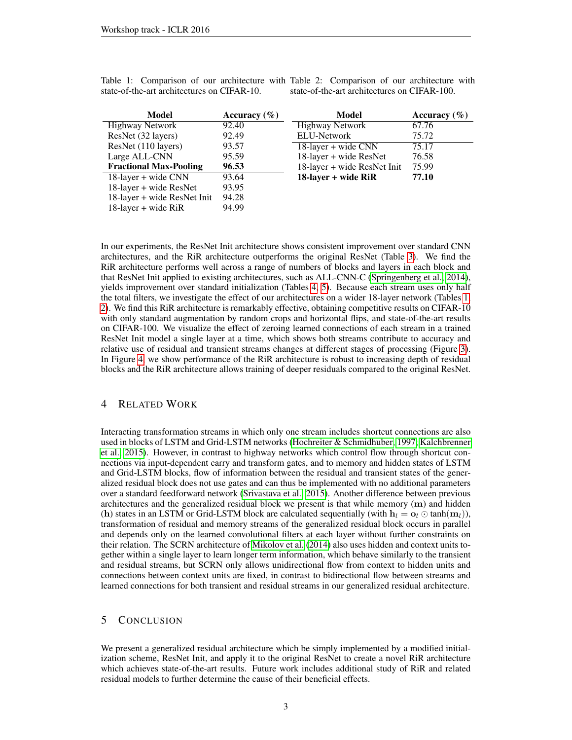Table 1: Comparison of our architecture with state-of-the-art architectures on CIFAR-10.

| Model | Accuracy (%) |
|---|---|
| Highway Network | 92.40 |
| ResNet (32 layers) | 92.49 |
| ResNet (110 layers) | 93.57 |
| Large ALL-CNN | 95.59 |
| **Fractional Max-Pooling** | **96.53** |
| 18-layer + wide CNN | 93.64 |
| 18-layer + wide ResNet | 93.95 |
| 18-layer + wide ResNet Init | 94.28 |
| 18-layer + wide RiR | 94.99 |

Table 2: Comparison of our architecture with state-of-the-art architectures on CIFAR-100.

| Model | Accuracy (%) |
|---|---|
| Highway Network | 67.76 |
| ELU-Network | 75.72 |
| 18-layer + wide CNN | 75.17 |
| 18-layer + wide ResNet | 76.58 |
| 18-layer + wide ResNet Init | 75.99 |
| **18-layer + wide RiR** | **77.10** |

In our experiments, the ResNet Init architecture shows consistent improvement over standard CNN architectures, and the RiR architecture outperforms the original ResNet (Table 3). We find the RiR architecture performs well across a range of numbers of blocks and layers in each block and that ResNet Init applied to existing architectures, such as ALL-CNN-C (Springenberg et al., 2014), yields improvement over standard initialization (Tables 4, 5). Because each stream uses only half the total filters, we investigate the effect of our architectures on a wider 18-layer network (Tables 1, 2). We find this RiR architecture is remarkably effective, obtaining competitive results on CIFAR-10 with only standard augmentation by random crops and horizontal flips, and state-of-the-art results on CIFAR-100. We visualize the effect of zeroing learned connections of each stream in a trained ResNet Init model a single layer at a time, which shows both streams contribute to accuracy and relative use of residual and transient streams changes at different stages of processing (Figure 3). In Figure 4, we show performance of the RiR architecture is robust to increasing depth of residual blocks and the RiR architecture allows training of deeper residuals compared to the original ResNet.

## 4 Related Work

Interacting transformation streams in which only one stream includes shortcut connections are also used in blocks of LSTM and Grid-LSTM networks (Hochreiter & Schmidhuber, 1997; Kalchbrenner et al., 2015). However, in contrast to highway networks which control flow through shortcut connections via input-dependent carry and transform gates, and to memory and hidden states of LSTM and Grid-LSTM blocks, flow of information between the residual and transient states of the generalized residual block does not use gates and can thus be implemented with no additional parameters over a standard feedforward network (Srivastava et al., 2015). Another difference between previous architectures and the generalized residual block we present is that while memory ($\mathbf{m}$) and hidden ($\mathbf{h}$) states in an LSTM or Grid-LSTM block are calculated sequentially (with $\mathbf{h}_l = \mathbf{o}_l \odot \tanh(\mathbf{m}_l)$), transformation of residual and memory streams of the generalized residual block occurs in parallel and depends only on the learned convolutional filters at each layer without further constraints on their relation. The SCRN architecture of Mikolov et al. (2014) also uses hidden and context units together within a single layer to learn longer term information, which behave similarly to the transient and residual streams, but SCRN only allows unidirectional flow from context to hidden units and connections between context units are fixed, in contrast to bidirectional flow between streams and learned connections for both transient and residual streams in our generalized residual architecture.

## 5 Conclusion

We present a generalized residual architecture which be simply implemented by a modified initialization scheme, ResNet Init, and apply it to the original ResNet to create a novel RiR architecture which achieves state-of-the-art results. Future work includes additional study of RiR and related residual models to further determine the cause of their beneficial effects.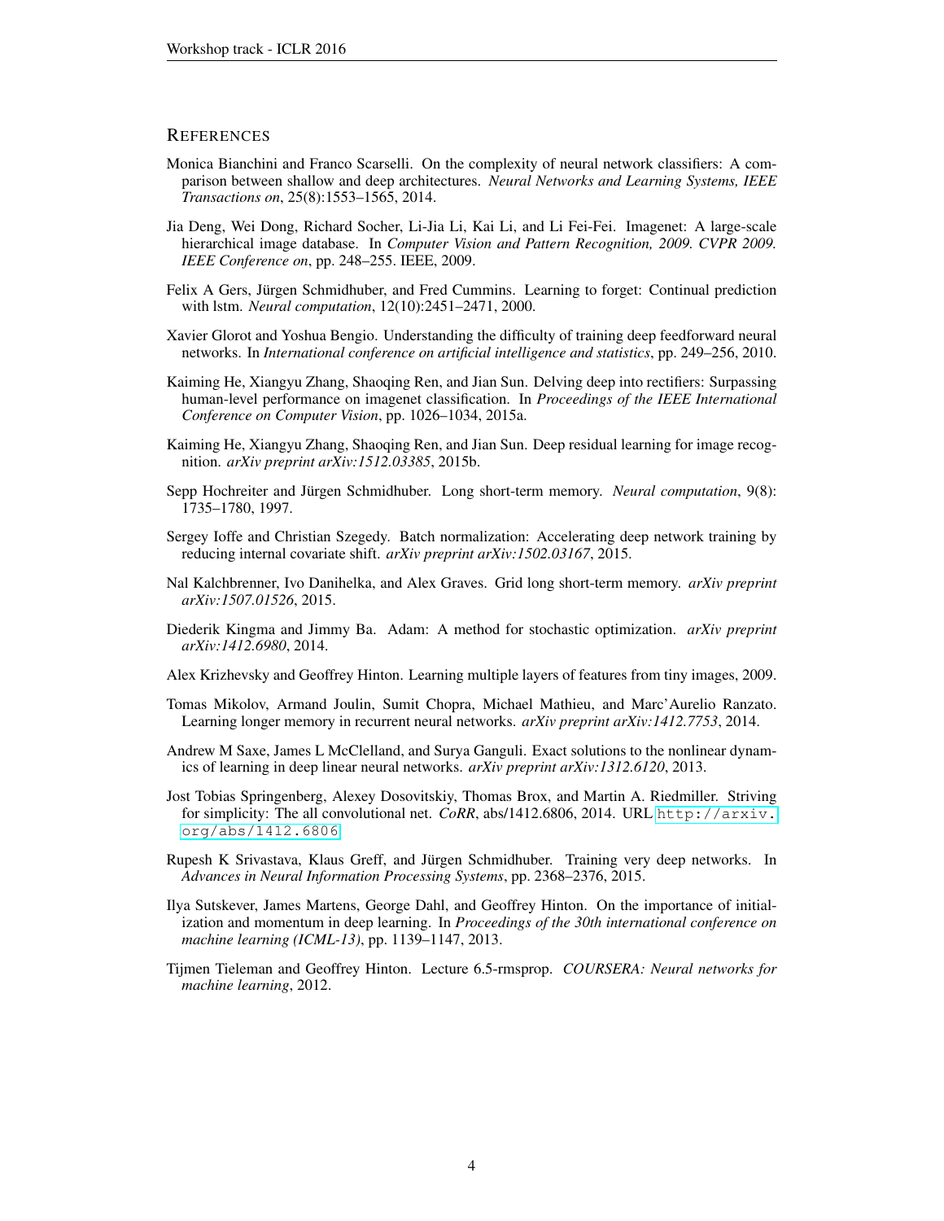## REFERENCES

Monica Bianchini and Franco Scarselli. On the complexity of neural network classifiers: A comparison between shallow and deep architectures. *Neural Networks and Learning Systems, IEEE Transactions on*, 25(8):1553–1565, 2014.

Jia Deng, Wei Dong, Richard Socher, Li-Jia Li, Kai Li, and Li Fei-Fei. Imagenet: A large-scale hierarchical image database. In *Computer Vision and Pattern Recognition, 2009. CVPR 2009. IEEE Conference on*, pp. 248–255. IEEE, 2009.

Felix A Gers, Jürgen Schmidhuber, and Fred Cummins. Learning to forget: Continual prediction with lstm. *Neural computation*, 12(10):2451–2471, 2000.

Xavier Glorot and Yoshua Bengio. Understanding the difficulty of training deep feedforward neural networks. In *International conference on artificial intelligence and statistics*, pp. 249–256, 2010.

Kaiming He, Xiangyu Zhang, Shaoqing Ren, and Jian Sun. Delving deep into rectifiers: Surpassing human-level performance on imagenet classification. In *Proceedings of the IEEE International Conference on Computer Vision*, pp. 1026–1034, 2015a.

Kaiming He, Xiangyu Zhang, Shaoqing Ren, and Jian Sun. Deep residual learning for image recognition. *arXiv preprint arXiv:1512.03385*, 2015b.

Sepp Hochreiter and Jürgen Schmidhuber. Long short-term memory. *Neural computation*, 9(8): 1735–1780, 1997.

Sergey Ioffe and Christian Szegedy. Batch normalization: Accelerating deep network training by reducing internal covariate shift. *arXiv preprint arXiv:1502.03167*, 2015.

Nal Kalchbrenner, Ivo Danihelka, and Alex Graves. Grid long short-term memory. *arXiv preprint arXiv:1507.01526*, 2015.

Diederik Kingma and Jimmy Ba. Adam: A method for stochastic optimization. *arXiv preprint arXiv:1412.6980*, 2014.

Alex Krizhevsky and Geoffrey Hinton. Learning multiple layers of features from tiny images, 2009.

Tomas Mikolov, Armand Joulin, Sumit Chopra, Michael Mathieu, and Marc'Aurelio Ranzato. Learning longer memory in recurrent neural networks. *arXiv preprint arXiv:1412.7753*, 2014.

Andrew M Saxe, James L McClelland, and Surya Ganguli. Exact solutions to the nonlinear dynamics of learning in deep linear neural networks. *arXiv preprint arXiv:1312.6120*, 2013.

Jost Tobias Springenberg, Alexey Dosovitskiy, Thomas Brox, and Martin A. Riedmiller. Striving for simplicity: The all convolutional net. *CoRR*, abs/1412.6806, 2014. URL `http://arxiv.org/abs/1412.6806`.

Rupesh K Srivastava, Klaus Greff, and Jürgen Schmidhuber. Training very deep networks. In *Advances in Neural Information Processing Systems*, pp. 2368–2376, 2015.

Ilya Sutskever, James Martens, George Dahl, and Geoffrey Hinton. On the importance of initialization and momentum in deep learning. In *Proceedings of the 30th international conference on machine learning (ICML-13)*, pp. 1139–1147, 2013.

Tijmen Tieleman and Geoffrey Hinton. Lecture 6.5-rmsprop. *COURSERA: Neural networks for machine learning*, 2012.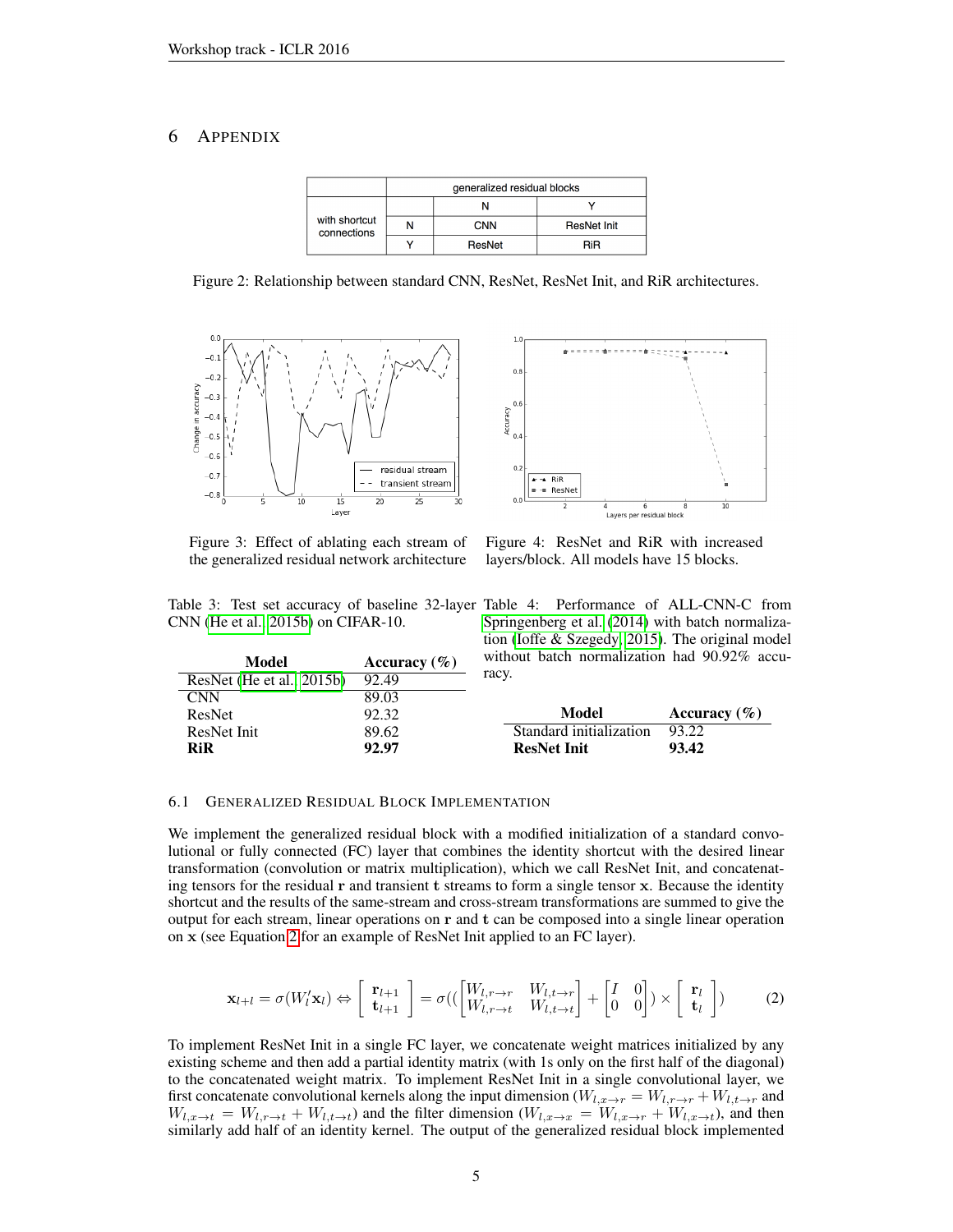# 6 APPENDIX

| | | generalized residual blocks | |
|---|---|---|---|
| | | N | Y |
| with shortcut connections | N | CNN | ResNet Init |
| | Y | ResNet | RiR |

Figure 2: Relationship between standard CNN, ResNet, ResNet Init, and RiR architectures.

Figure 3: Effect of ablating each stream of the generalized residual network architecture

Figure 4: ResNet and RiR with increased layers/block. All models have 15 blocks.

Table 3: Test set accuracy of baseline 32-layer CNN (He et al., 2015b) on CIFAR-10.

| Model | Accuracy (%) |
|---|---|
| ResNet (He et al., 2015b) | 92.49 |
| CNN | 89.03 |
| ResNet | 92.32 |
| ResNet Init | 89.62 |
| **RiR** | **92.97** |

Table 4: Performance of ALL-CNN-C from Springenberg et al. (2014) with batch normalization (Ioffe & Szegedy, 2015). The original model without batch normalization had 90.92% accuracy.

| Model | Accuracy (%) |
|---|---|
| Standard initialization | 93.22 |
| **ResNet Init** | **93.42** |

## 6.1 GENERALIZED RESIDUAL BLOCK IMPLEMENTATION

We implement the generalized residual block with a modified initialization of a standard convolutional or fully connected (FC) layer that combines the identity shortcut with the desired linear transformation (convolution or matrix multiplication), which we call ResNet Init, and concatenating tensors for the residual $\mathbf{r}$ and transient $\mathbf{t}$ streams to form a single tensor $\mathbf{x}$. Because the identity shortcut and the results of the same-stream and cross-stream transformations are summed to give the output for each stream, linear operations on $\mathbf{r}$ and $\mathbf{t}$ can be composed into a single linear operation on $\mathbf{x}$ (see Equation 2 for an example of ResNet Init applied to an FC layer).

$$\mathbf{x}_{l+l} = \sigma(W_l'\mathbf{x}_l) \Leftrightarrow \begin{bmatrix} \mathbf{r}_{l+1} \\ \mathbf{t}_{l+1} \end{bmatrix} = \sigma(( \begin{bmatrix} W_{l,r\to r} & W_{l,t\to r} \\ W_{l,r\to t} & W_{l,t\to t} \end{bmatrix} + \begin{bmatrix} I & 0 \\ 0 & 0 \end{bmatrix}) \times \begin{bmatrix} \mathbf{r}_l \\ \mathbf{t}_l \end{bmatrix}) \quad (2)$$

To implement ResNet Init in a single FC layer, we concatenate weight matrices initialized by any existing scheme and then add a partial identity matrix (with 1s only on the first half of the diagonal) to the concatenated weight matrix. To implement ResNet Init in a single convolutional layer, we first concatenate convolutional kernels along the input dimension ($W_{l,x\to r} = W_{l,r\to r} + W_{l,t\to r}$ and $W_{l,x\to t} = W_{l,r\to t} + W_{l,t\to t}$) and the filter dimension ($W_{l,x\to x} = W_{l,x\to r} + W_{l,x\to t}$), and then similarly add half of an identity kernel. The output of the generalized residual block implemented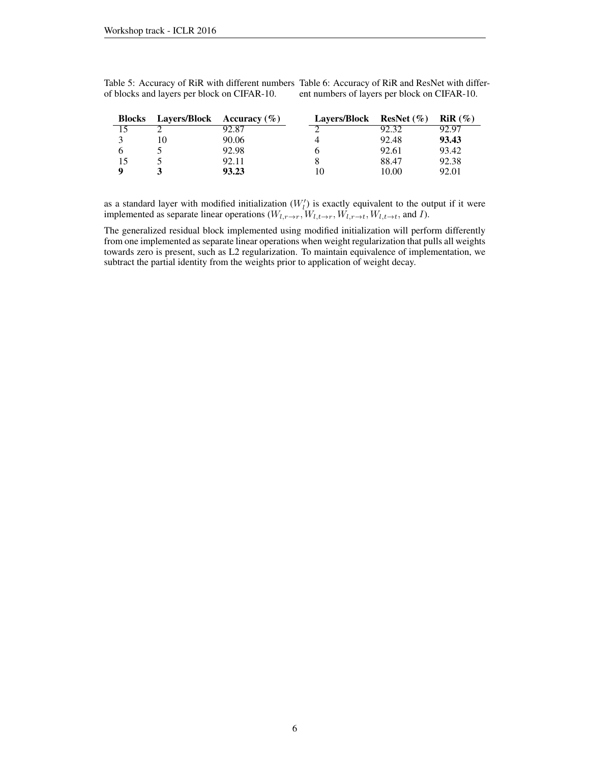Table 5: Accuracy of RiR with different numbers of blocks and layers per block on CIFAR-10.

| **Blocks** | **Layers/Block** | **Accuracy (%)** |
|---|---|---|
| 15 | 2 | 92.87 |
| 3 | 10 | 90.06 |
| 6 | 5 | 92.98 |
| 15 | 5 | 92.11 |
| **9** | **3** | **93.23** |

Table 6: Accuracy of RiR and ResNet with different numbers of layers per block on CIFAR-10.

| **Layers/Block** | **ResNet (%)** | **RiR (%)** |
|---|---|---|
| 2 | 92.32 | 92.97 |
| 4 | 92.48 | **93.43** |
| 6 | 92.61 | 93.42 |
| 8 | 88.47 | 92.38 |
| 10 | 10.00 | 92.01 |

as a standard layer with modified initialization ($W_l'$) is exactly equivalent to the output if it were implemented as separate linear operations ($W_{l,r \to r}, W_{l,t \to r}, W_{l,r \to t}, W_{l,t \to t}$, and $I$).

The generalized residual block implemented using modified initialization will perform differently from one implemented as separate linear operations when weight regularization that pulls all weights towards zero is present, such as L2 regularization. To maintain equivalence of implementation, we subtract the partial identity from the weights prior to application of weight decay.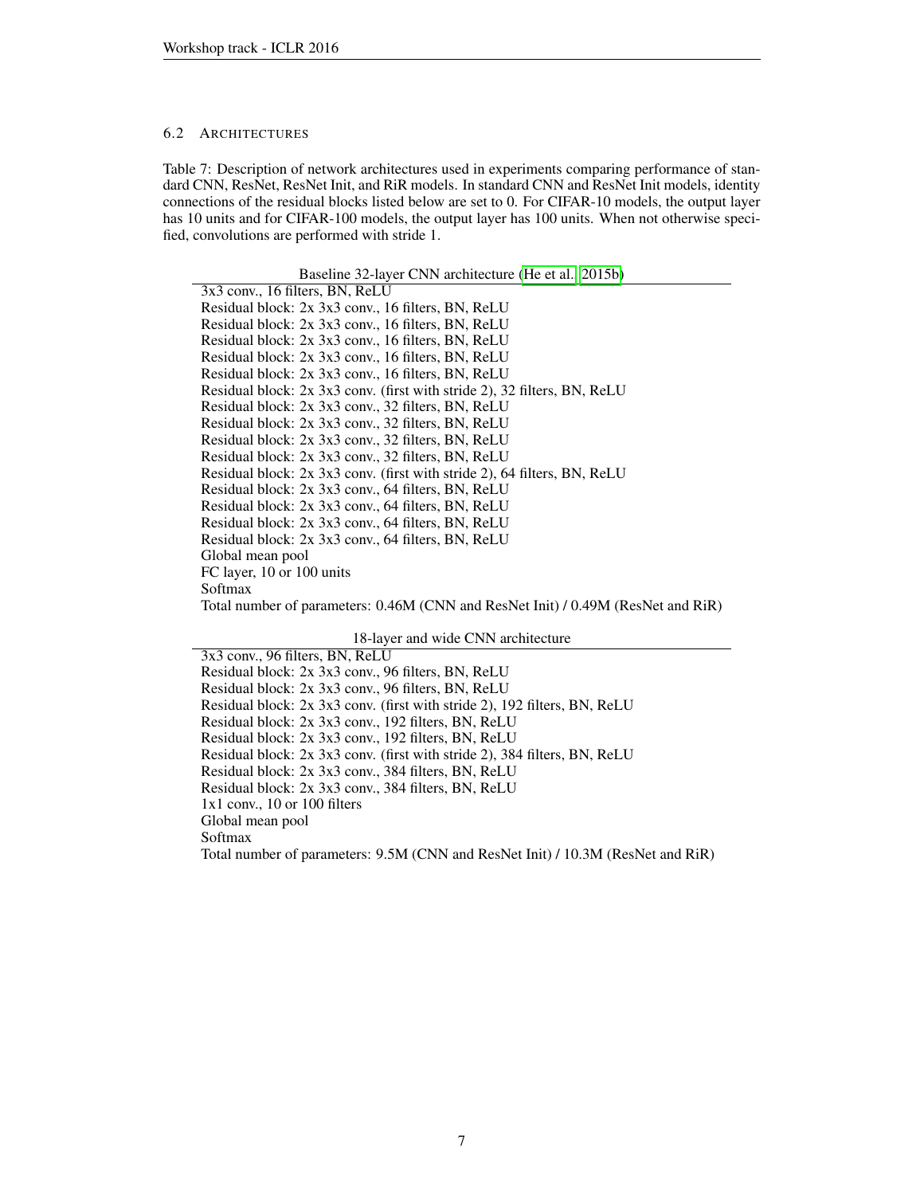### 6.2 Architectures

Table 7: Description of network architectures used in experiments comparing performance of standard CNN, ResNet, ResNet Init, and RiR models. In standard CNN and ResNet Init models, identity connections of the residual blocks listed below are set to 0. For CIFAR-10 models, the output layer has 10 units and for CIFAR-100 models, the output layer has 100 units. When not otherwise specified, convolutions are performed with stride 1.

| Baseline 32-layer CNN architecture (He et al., 2015b) |
| --- |
| 3x3 conv., 16 filters, BN, ReLU |
| Residual block: 2x 3x3 conv., 16 filters, BN, ReLU |
| Residual block: 2x 3x3 conv., 16 filters, BN, ReLU |
| Residual block: 2x 3x3 conv., 16 filters, BN, ReLU |
| Residual block: 2x 3x3 conv., 16 filters, BN, ReLU |
| Residual block: 2x 3x3 conv., 16 filters, BN, ReLU |
| Residual block: 2x 3x3 conv. (first with stride 2), 32 filters, BN, ReLU |
| Residual block: 2x 3x3 conv., 32 filters, BN, ReLU |
| Residual block: 2x 3x3 conv., 32 filters, BN, ReLU |
| Residual block: 2x 3x3 conv., 32 filters, BN, ReLU |
| Residual block: 2x 3x3 conv., 32 filters, BN, ReLU |
| Residual block: 2x 3x3 conv. (first with stride 2), 64 filters, BN, ReLU |
| Residual block: 2x 3x3 conv., 64 filters, BN, ReLU |
| Residual block: 2x 3x3 conv., 64 filters, BN, ReLU |
| Residual block: 2x 3x3 conv., 64 filters, BN, ReLU |
| Residual block: 2x 3x3 conv., 64 filters, BN, ReLU |
| Global mean pool |
| FC layer, 10 or 100 units |
| Softmax |
| Total number of parameters: 0.46M (CNN and ResNet Init) / 0.49M (ResNet and RiR) |

| 18-layer and wide CNN architecture |
| --- |
| 3x3 conv., 96 filters, BN, ReLU |
| Residual block: 2x 3x3 conv., 96 filters, BN, ReLU |
| Residual block: 2x 3x3 conv., 96 filters, BN, ReLU |
| Residual block: 2x 3x3 conv. (first with stride 2), 192 filters, BN, ReLU |
| Residual block: 2x 3x3 conv., 192 filters, BN, ReLU |
| Residual block: 2x 3x3 conv., 192 filters, BN, ReLU |
| Residual block: 2x 3x3 conv. (first with stride 2), 384 filters, BN, ReLU |
| Residual block: 2x 3x3 conv., 384 filters, BN, ReLU |
| Residual block: 2x 3x3 conv., 384 filters, BN, ReLU |
| 1x1 conv., 10 or 100 filters |
| Global mean pool |
| Softmax |
| Total number of parameters: 9.5M (CNN and ResNet Init) / 10.3M (ResNet and RiR) |